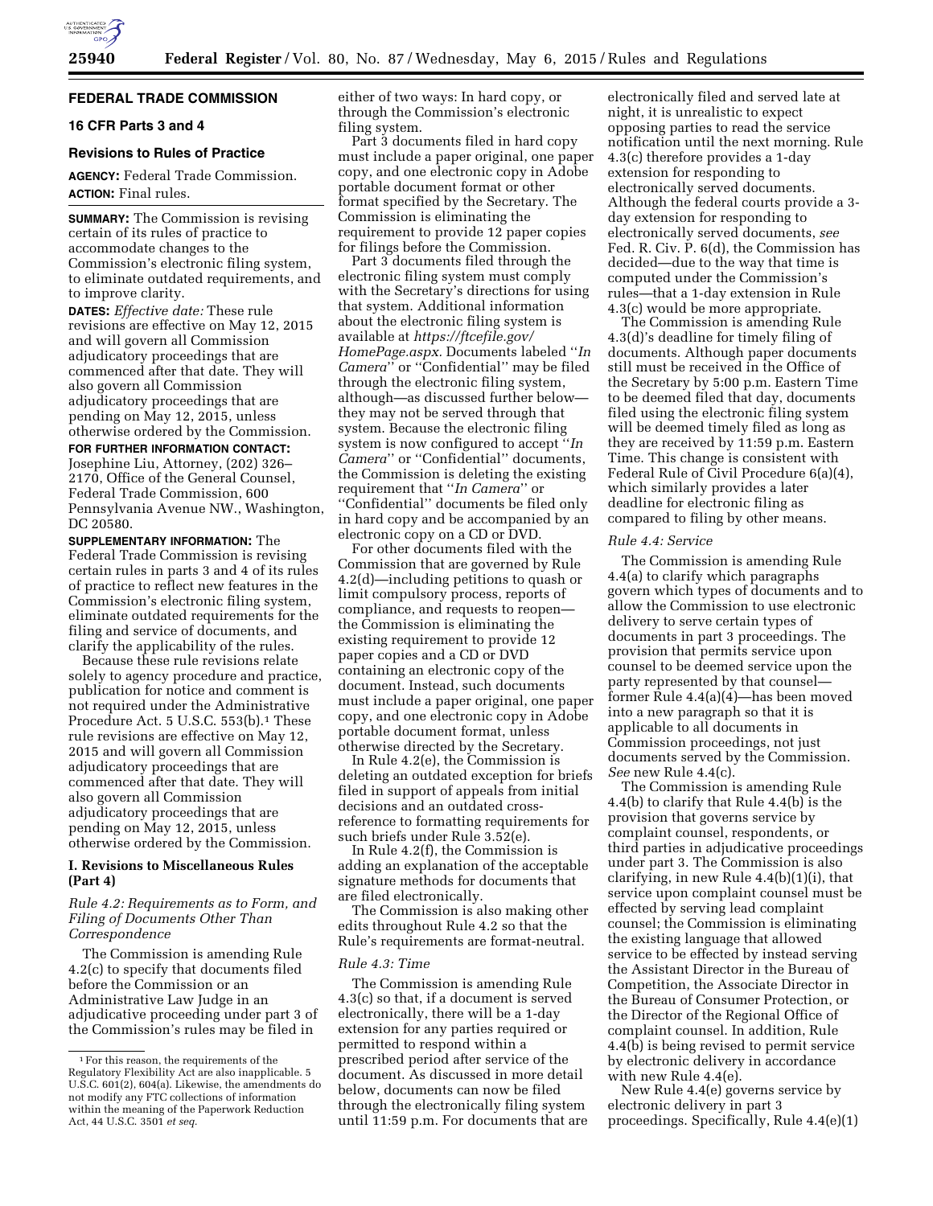## FEDERAL TRADE COMMISSION

### 16 CFR Parts 3 and 4

### Revisions to Rules of Practice

**AGENCY:** Federal Trade Commission.

**ACTION:** Final rules.

**SUMMARY:** The Commission is revising certain of its rules of practice to accommodate changes to the Commission's electronic filing system, to eliminate outdated requirements, and to improve clarity.

**DATES:** *Effective date:* These rule revisions are effective on May 12, 2015 and will govern all Commission adjudicatory proceedings that are commenced after that date. They will also govern all Commission adjudicatory proceedings that are pending on May 12, 2015, unless otherwise ordered by the Commission.

**FOR FURTHER INFORMATION CONTACT:** Josephine Liu, Attorney, (202) 326–2170, Office of the General Counsel, Federal Trade Commission, 600 Pennsylvania Avenue NW., Washington, DC 20580.

**SUPPLEMENTARY INFORMATION:** The Federal Trade Commission is revising certain rules in parts 3 and 4 of its rules of practice to reflect new features in the Commission's electronic filing system, eliminate outdated requirements for the filing and service of documents, and clarify the applicability of the rules.

Because these rule revisions relate solely to agency procedure and practice, publication for notice and comment is not required under the Administrative Procedure Act. 5 U.S.C. 553(b).[1] These rule revisions are effective on May 12, 2015 and will govern all Commission adjudicatory proceedings that are commenced after that date. They will also govern all Commission adjudicatory proceedings that are pending on May 12, 2015, unless otherwise ordered by the Commission.

### I. Revisions to Miscellaneous Rules (Part 4)

*Rule 4.2: Requirements as to Form, and Filing of Documents Other Than Correspondence*

The Commission is amending Rule 4.2(c) to specify that documents filed before the Commission or an Administrative Law Judge in an adjudicative proceeding under part 3 of the Commission's rules may be filed in either of two ways: In hard copy, or through the Commission's electronic filing system.

Part 3 documents filed in hard copy must include a paper original, one paper copy, and one electronic copy in Adobe portable document format or other format specified by the Secretary. The Commission is eliminating the requirement to provide 12 paper copies for filings before the Commission.

Part 3 documents filed through the electronic filing system must comply with the Secretary's directions for using that system. Additional information about the electronic filing system is available at *https://ftcefile.gov/HomePage.aspx.* Documents labeled ''*In Camera*'' or ''Confidential'' may be filed through the electronic filing system, although—as discussed further below—they may not be served through that system. Because the electronic filing system is now configured to accept ''*In Camera*'' or ''Confidential'' documents, the Commission is deleting the existing requirement that ''*In Camera*'' or ''Confidential'' documents be filed only in hard copy and be accompanied by an electronic copy on a CD or DVD.

For other documents filed with the Commission that are governed by Rule 4.2(d)—including petitions to quash or limit compulsory process, reports of compliance, and requests to reopen—the Commission is eliminating the existing requirement to provide 12 paper copies and a CD or DVD containing an electronic copy of the document. Instead, such documents must include a paper original, one paper copy, and one electronic copy in Adobe portable document format, unless otherwise directed by the Secretary.

In Rule 4.2(e), the Commission is deleting an outdated exception for briefs filed in support of appeals from initial decisions and an outdated cross-reference to formatting requirements for such briefs under Rule 3.52(e).

In Rule 4.2(f), the Commission is adding an explanation of the acceptable signature methods for documents that are filed electronically.

The Commission is also making other edits throughout Rule 4.2 so that the Rule's requirements are format-neutral.

*Rule 4.3: Time*

The Commission is amending Rule 4.3(c) so that, if a document is served electronically, there will be a 1-day extension for any parties required or permitted to respond within a prescribed period after service of the document. As discussed in more detail below, documents can now be filed through the electronically filing system until 11:59 p.m. For documents that are electronically filed and served late at night, it is unrealistic to expect opposing parties to read the service notification until the next morning. Rule 4.3(c) therefore provides a 1-day extension for responding to electronically served documents. Although the federal courts provide a 3-day extension for responding to electronically served documents, *see* Fed. R. Civ. P. 6(d), the Commission has decided—due to the way that time is computed under the Commission's rules—that a 1-day extension in Rule 4.3(c) would be more appropriate.

The Commission is amending Rule 4.3(d)'s deadline for timely filing of documents. Although paper documents still must be received in the Office of the Secretary by 5:00 p.m. Eastern Time to be deemed filed that day, documents filed using the electronic filing system will be deemed timely filed as long as they are received by 11:59 p.m. Eastern Time. This change is consistent with Federal Rule of Civil Procedure 6(a)(4), which similarly provides a later deadline for electronic filing as compared to filing by other means.

*Rule 4.4: Service*

The Commission is amending Rule 4.4(a) to clarify which paragraphs govern which types of documents and to allow the Commission to use electronic delivery to serve certain types of documents in part 3 proceedings. The provision that permits service upon counsel to be deemed service upon the party represented by that counsel—former Rule 4.4(a)(4)—has been moved into a new paragraph so that it is applicable to all documents in Commission proceedings, not just documents served by the Commission. *See* new Rule 4.4(c).

The Commission is amending Rule 4.4(b) to clarify that Rule 4.4(b) is the provision that governs service by complaint counsel, respondents, or third parties in adjudicative proceedings under part 3. The Commission is also clarifying, in new Rule 4.4(b)(1)(i), that service upon complaint counsel must be effected by serving lead complaint counsel; the Commission is eliminating the existing language that allowed service to be effected by instead serving the Assistant Director in the Bureau of Competition, the Associate Director in the Bureau of Consumer Protection, or the Director of the Regional Office of complaint counsel. In addition, Rule 4.4(b) is being revised to permit service by electronic delivery in accordance with new Rule 4.4(e).

New Rule 4.4(e) governs service by electronic delivery in part 3 proceedings. Specifically, Rule 4.4(e)(1)

---

[1] For this reason, the requirements of the Regulatory Flexibility Act are also inapplicable. 5 U.S.C. 601(2), 604(a). Likewise, the amendments do not modify any FTC collections of information within the meaning of the Paperwork Reduction Act, 44 U.S.C. 3501 *et seq.*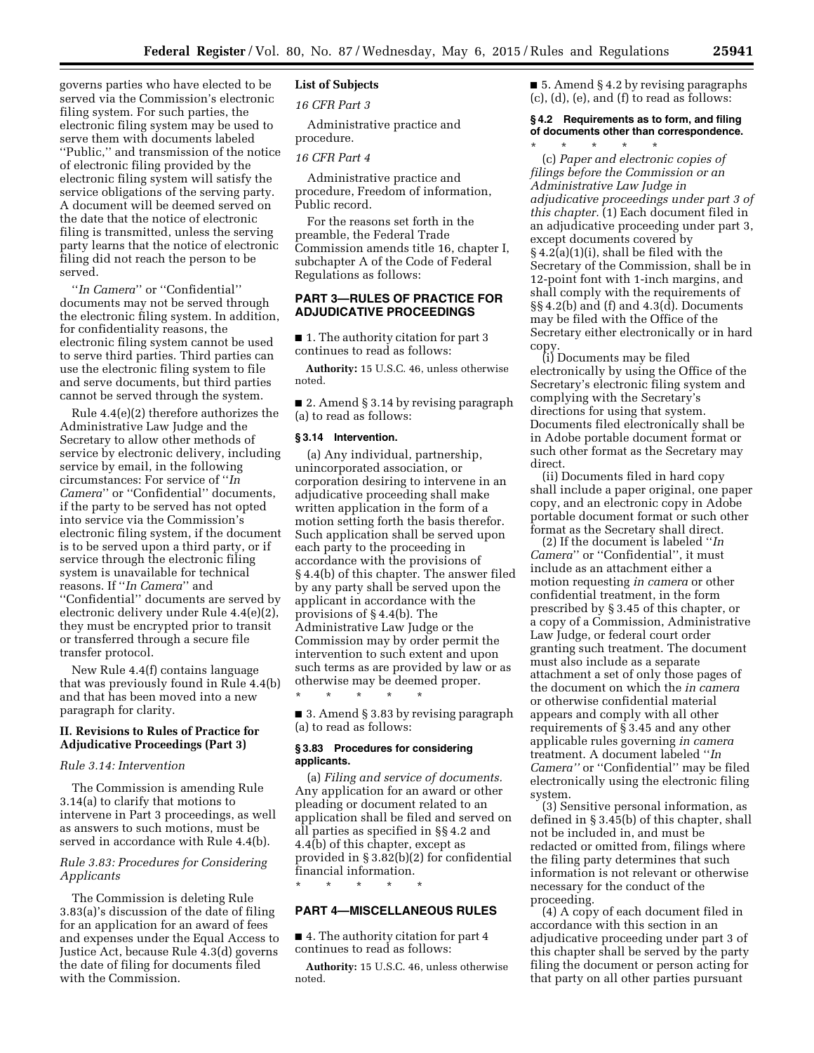governs parties who have elected to be served via the Commission's electronic filing system. For such parties, the electronic filing system may be used to serve them with documents labeled ''Public,'' and transmission of the notice of electronic filing provided by the electronic filing system will satisfy the service obligations of the serving party. A document will be deemed served on the date that the notice of electronic filing is transmitted, unless the serving party learns that the notice of electronic filing did not reach the person to be served.

''*In Camera*'' or ''Confidential'' documents may not be served through the electronic filing system. In addition, for confidentiality reasons, the electronic filing system cannot be used to serve third parties. Third parties can use the electronic filing system to file and serve documents, but third parties cannot be served through the system.

Rule 4.4(e)(2) therefore authorizes the Administrative Law Judge and the Secretary to allow other methods of service by electronic delivery, including service by email, in the following circumstances: For service of ''*In Camera*'' or ''Confidential'' documents, if the party to be served has not opted into service via the Commission's electronic filing system, if the document is to be served upon a third party, or if service through the electronic filing system is unavailable for technical reasons. If ''*In Camera*'' and ''Confidential'' documents are served by electronic delivery under Rule 4.4(e)(2), they must be encrypted prior to transit or transferred through a secure file transfer protocol.

New Rule 4.4(f) contains language that was previously found in Rule 4.4(b) and that has been moved into a new paragraph for clarity.

### II. Revisions to Rules of Practice for Adjudicative Proceedings (Part 3)

*Rule 3.14: Intervention*

The Commission is amending Rule 3.14(a) to clarify that motions to intervene in Part 3 proceedings, as well as answers to such motions, must be served in accordance with Rule 4.4(b).

*Rule 3.83: Procedures for Considering Applicants*

The Commission is deleting Rule 3.83(a)'s discussion of the date of filing for an application for an award of fees and expenses under the Equal Access to Justice Act, because Rule 4.3(d) governs the date of filing for documents filed with the Commission.

**List of Subjects**

*16 CFR Part 3*

Administrative practice and procedure.

*16 CFR Part 4*

Administrative practice and procedure, Freedom of information, Public record.

For the reasons set forth in the preamble, the Federal Trade Commission amends title 16, chapter I, subchapter A of the Code of Federal Regulations as follows:

## PART 3—RULES OF PRACTICE FOR ADJUDICATIVE PROCEEDINGS

■ 1. The authority citation for part 3 continues to read as follows:

**Authority:** 15 U.S.C. 46, unless otherwise noted.

■ 2. Amend § 3.14 by revising paragraph (a) to read as follows:

#### § 3.14 Intervention.

(a) Any individual, partnership, unincorporated association, or corporation desiring to intervene in an adjudicative proceeding shall make written application in the form of a motion setting forth the basis therefor. Such application shall be served upon each party to the proceeding in accordance with the provisions of § 4.4(b) of this chapter. The answer filed by any party shall be served upon the applicant in accordance with the provisions of § 4.4(b). The Administrative Law Judge or the Commission may by order permit the intervention to such extent and upon such terms as are provided by law or as otherwise may be deemed proper.

\* \* \* \* \*

■ 3. Amend § 3.83 by revising paragraph (a) to read as follows:

#### § 3.83 Procedures for considering applicants.

(a) *Filing and service of documents.* Any application for an award or other pleading or document related to an application shall be filed and served on all parties as specified in §§ 4.2 and 4.4(b) of this chapter, except as provided in § 3.82(b)(2) for confidential financial information.

\* \* \* \* \*

## PART 4—MISCELLANEOUS RULES

■ 4. The authority citation for part 4 continues to read as follows:

**Authority:** 15 U.S.C. 46, unless otherwise noted.

■ 5. Amend § 4.2 by revising paragraphs (c), (d), (e), and (f) to read as follows:

#### § 4.2 Requirements as to form, and filing of documents other than correspondence.

\* \* \* \* \*

(c) *Paper and electronic copies of filings before the Commission or an Administrative Law Judge in adjudicative proceedings under part 3 of this chapter.* (1) Each document filed in an adjudicative proceeding under part 3, except documents covered by § 4.2(a)(1)(i), shall be filed with the Secretary of the Commission, shall be in 12-point font with 1-inch margins, and shall comply with the requirements of §§ 4.2(b) and (f) and 4.3(d). Documents may be filed with the Office of the Secretary either electronically or in hard copy.

(i) Documents may be filed electronically by using the Office of the Secretary's electronic filing system and complying with the Secretary's directions for using that system. Documents filed electronically shall be in Adobe portable document format or such other format as the Secretary may direct.

(ii) Documents filed in hard copy shall include a paper original, one paper copy, and an electronic copy in Adobe portable document format or such other format as the Secretary shall direct.

(2) If the document is labeled ''*In Camera*'' or ''Confidential'', it must include as an attachment either a motion requesting *in camera* or other confidential treatment, in the form prescribed by § 3.45 of this chapter, or a copy of a Commission, Administrative Law Judge, or federal court order granting such treatment. The document must also include as a separate attachment a set of only those pages of the document on which the *in camera* or otherwise confidential material appears and comply with all other requirements of § 3.45 and any other applicable rules governing *in camera* treatment. A document labeled ''*In Camera*'' or ''Confidential'' may be filed electronically using the electronic filing system.

(3) Sensitive personal information, as defined in § 3.45(b) of this chapter, shall not be included in, and must be redacted or omitted from, filings where the filing party determines that such information is not relevant or otherwise necessary for the conduct of the proceeding.

(4) A copy of each document filed in accordance with this section in an adjudicative proceeding under part 3 of this chapter shall be served by the party filing the document or person acting for that party on all other parties pursuant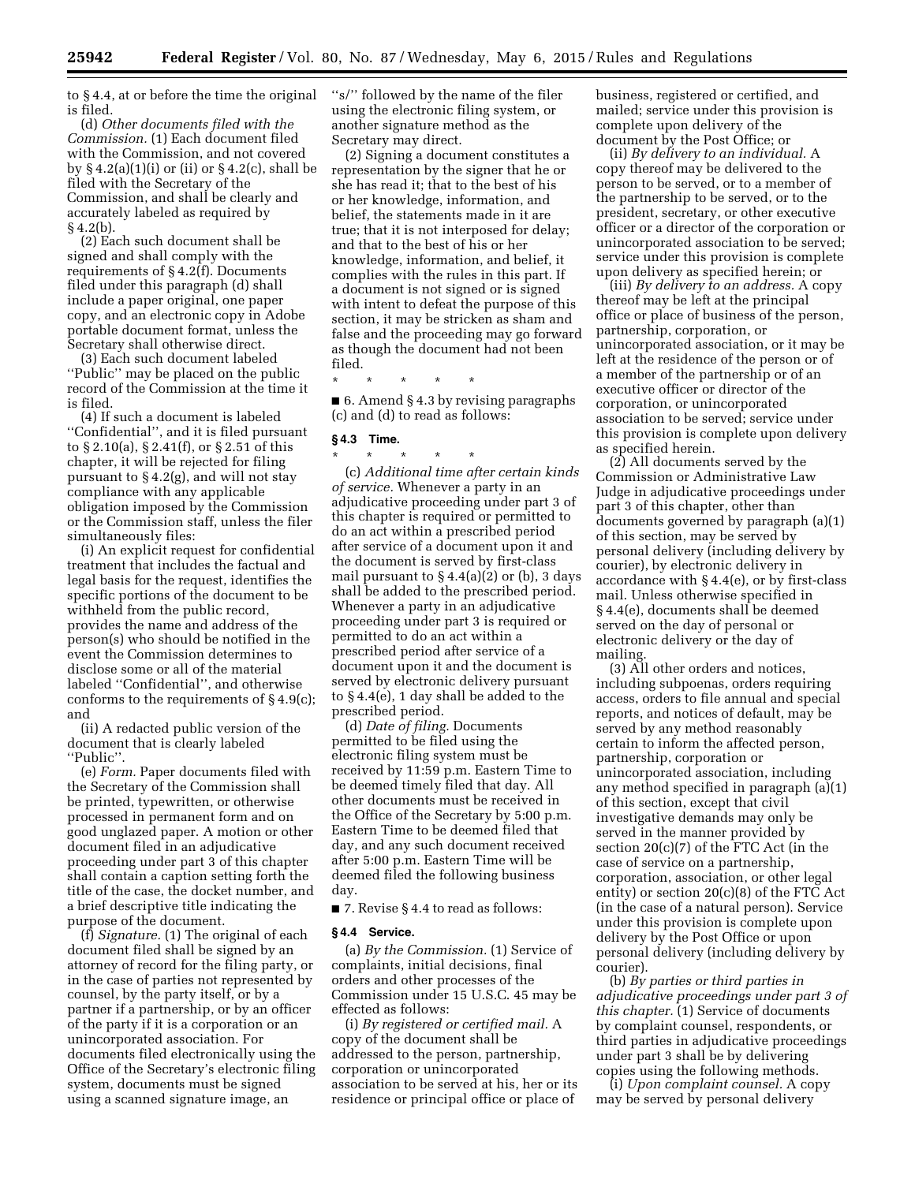to § 4.4, at or before the time the original is filed.

(d) *Other documents filed with the Commission.* (1) Each document filed with the Commission, and not covered by § 4.2(a)(1)(i) or (ii) or § 4.2(c), shall be filed with the Secretary of the Commission, and shall be clearly and accurately labeled as required by § 4.2(b).

(2) Each such document shall be signed and shall comply with the requirements of § 4.2(f). Documents filed under this paragraph (d) shall include a paper original, one paper copy, and an electronic copy in Adobe portable document format, unless the Secretary shall otherwise direct.

(3) Each such document labeled ''Public'' may be placed on the public record of the Commission at the time it is filed.

(4) If such a document is labeled ''Confidential'', and it is filed pursuant to § 2.10(a), § 2.41(f), or § 2.51 of this chapter, it will be rejected for filing pursuant to § 4.2(g), and will not stay compliance with any applicable obligation imposed by the Commission or the Commission staff, unless the filer simultaneously files:

(i) An explicit request for confidential treatment that includes the factual and legal basis for the request, identifies the specific portions of the document to be withheld from the public record, provides the name and address of the person(s) who should be notified in the event the Commission determines to disclose some or all of the material labeled ''Confidential'', and otherwise conforms to the requirements of § 4.9(c); and

(ii) A redacted public version of the document that is clearly labeled ''Public''.

(e) *Form.* Paper documents filed with the Secretary of the Commission shall be printed, typewritten, or otherwise processed in permanent form and on good unglazed paper. A motion or other document filed in an adjudicative proceeding under part 3 of this chapter shall contain a caption setting forth the title of the case, the docket number, and a brief descriptive title indicating the purpose of the document.

(f) *Signature.* (1) The original of each document filed shall be signed by an attorney of record for the filing party, or in the case of parties not represented by counsel, by the party itself, or by a partner if a partnership, or by an officer of the party if it is a corporation or an unincorporated association. For documents filed electronically using the Office of the Secretary's electronic filing system, documents must be signed using a scanned signature image, an ''s/'' followed by the name of the filer using the electronic filing system, or another signature method as the Secretary may direct.

(2) Signing a document constitutes a representation by the signer that he or she has read it; that to the best of his or her knowledge, information, and belief, the statements made in it are true; that it is not interposed for delay; and that to the best of his or her knowledge, information, and belief, it complies with the rules in this part. If a document is not signed or is signed with intent to defeat the purpose of this section, it may be stricken as sham and false and the proceeding may go forward as though the document had not been filed.

\* \* \* \* \*

■ 6. Amend § 4.3 by revising paragraphs (c) and (d) to read as follows:

### § 4.3 Time.

\* \* \* \* \*

(c) *Additional time after certain kinds of service.* Whenever a party in an adjudicative proceeding under part 3 of this chapter is required or permitted to do an act within a prescribed period after service of a document upon it and the document is served by first-class mail pursuant to § 4.4(a)(2) or (b), 3 days shall be added to the prescribed period. Whenever a party in an adjudicative proceeding under part 3 is required or permitted to do an act within a prescribed period after service of a document upon it and the document is served by electronic delivery pursuant to § 4.4(e), 1 day shall be added to the prescribed period.

(d) *Date of filing.* Documents permitted to be filed using the electronic filing system must be received by 11:59 p.m. Eastern Time to be deemed timely filed that day. All other documents must be received in the Office of the Secretary by 5:00 p.m. Eastern Time to be deemed filed that day, and any such document received after 5:00 p.m. Eastern Time will be deemed filed the following business day.

■ 7. Revise § 4.4 to read as follows:

### § 4.4 Service.

(a) *By the Commission.* (1) Service of complaints, initial decisions, final orders and other processes of the Commission under 15 U.S.C. 45 may be effected as follows:

(i) *By registered or certified mail.* A copy of the document shall be addressed to the person, partnership, corporation or unincorporated association to be served at his, her or its residence or principal office or place of business, registered or certified, and mailed; service under this provision is complete upon delivery of the document by the Post Office; or

(ii) *By delivery to an individual.* A copy thereof may be delivered to the person to be served, or to a member of the partnership to be served, or to the president, secretary, or other executive officer or a director of the corporation or unincorporated association to be served; service under this provision is complete upon delivery as specified herein; or

(iii) *By delivery to an address.* A copy thereof may be left at the principal office or place of business of the person, partnership, corporation, or unincorporated association, or it may be left at the residence of the person or of a member of the partnership or of an executive officer or director of the corporation, or unincorporated association to be served; service under this provision is complete upon delivery as specified herein.

(2) All documents served by the Commission or Administrative Law Judge in adjudicative proceedings under part 3 of this chapter, other than documents governed by paragraph (a)(1) of this section, may be served by personal delivery (including delivery by courier), by electronic delivery in accordance with § 4.4(e), or by first-class mail. Unless otherwise specified in § 4.4(e), documents shall be deemed served on the day of personal or electronic delivery or the day of mailing.

(3) All other orders and notices, including subpoenas, orders requiring access, orders to file annual and special reports, and notices of default, may be served by any method reasonably certain to inform the affected person, partnership, corporation or unincorporated association, including any method specified in paragraph (a)(1) of this section, except that civil investigative demands may only be served in the manner provided by section 20(c)(7) of the FTC Act (in the case of service on a partnership, corporation, association, or other legal entity) or section 20(c)(8) of the FTC Act (in the case of a natural person). Service under this provision is complete upon delivery by the Post Office or upon personal delivery (including delivery by courier).

(b) *By parties or third parties in adjudicative proceedings under part 3 of this chapter.* (1) Service of documents by complaint counsel, respondents, or third parties in adjudicative proceedings under part 3 shall be by delivering copies using the following methods.

(i) *Upon complaint counsel.* A copy may be served by personal delivery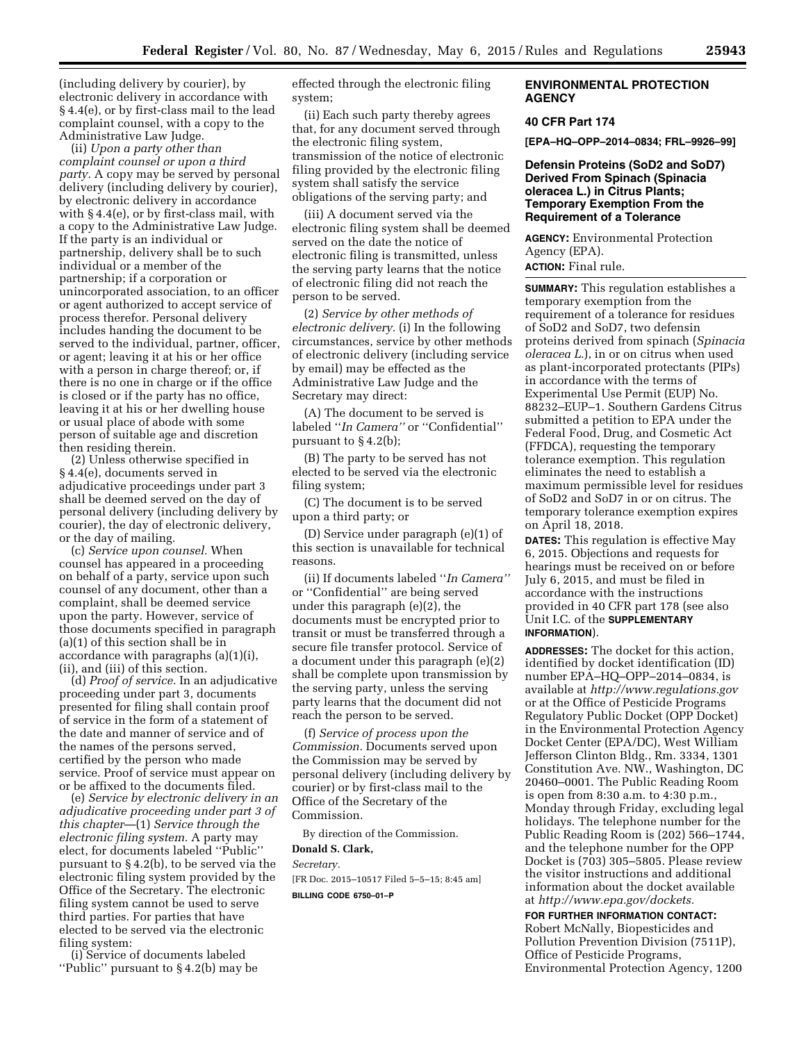(including delivery by courier), by electronic delivery in accordance with § 4.4(e), or by first-class mail to the lead complaint counsel, with a copy to the Administrative Law Judge.

(ii) *Upon a party other than complaint counsel or upon a third party.* A copy may be served by personal delivery (including delivery by courier), by electronic delivery in accordance with § 4.4(e), or by first-class mail, with a copy to the Administrative Law Judge. If the party is an individual or partnership, delivery shall be to such individual or a member of the partnership; if a corporation or unincorporated association, to an officer or agent authorized to accept service of process therefor. Personal delivery includes handing the document to be served to the individual, partner, officer, or agent; leaving it at his or her office with a person in charge thereof; or, if there is no one in charge or if the office is closed or if the party has no office, leaving it at his or her dwelling house or usual place of abode with some person of suitable age and discretion then residing therein.

(2) Unless otherwise specified in § 4.4(e), documents served in adjudicative proceedings under part 3 shall be deemed served on the day of personal delivery (including delivery by courier), the day of electronic delivery, or the day of mailing.

(c) *Service upon counsel.* When counsel has appeared in a proceeding on behalf of a party, service upon such counsel of any document, other than a complaint, shall be deemed service upon the party. However, service of those documents specified in paragraph (a)(1) of this section shall be in accordance with paragraphs (a)(1)(i), (ii), and (iii) of this section.

(d) *Proof of service.* In an adjudicative proceeding under part 3, documents presented for filing shall contain proof of service in the form of a statement of the date and manner of service and of the names of the persons served, certified by the person who made service. Proof of service must appear on or be affixed to the documents filed.

(e) *Service by electronic delivery in an adjudicative proceeding under part 3 of this chapter*—(1) *Service through the electronic filing system.* A party may elect, for documents labeled ''Public'' pursuant to § 4.2(b), to be served via the electronic filing system provided by the Office of the Secretary. The electronic filing system cannot be used to serve third parties. For parties that have elected to be served via the electronic filing system:

(i) Service of documents labeled ''Public'' pursuant to § 4.2(b) may be effected through the electronic filing system;

(ii) Each such party thereby agrees that, for any document served through the electronic filing system, transmission of the notice of electronic filing provided by the electronic filing system shall satisfy the service obligations of the serving party; and

(iii) A document served via the electronic filing system shall be deemed served on the date the notice of electronic filing is transmitted, unless the serving party learns that the notice of electronic filing did not reach the person to be served.

(2) *Service by other methods of electronic delivery.* (i) In the following circumstances, service by other methods of electronic delivery (including service by email) may be effected as the Administrative Law Judge and the Secretary may direct:

(A) The document to be served is labeled ''*In Camera''* or ''Confidential'' pursuant to § 4.2(b);

(B) The party to be served has not elected to be served via the electronic filing system;

(C) The document is to be served upon a third party; or

(D) Service under paragraph (e)(1) of this section is unavailable for technical reasons.

(ii) If documents labeled ''*In Camera''* or ''Confidential'' are being served under this paragraph (e)(2), the documents must be encrypted prior to transit or must be transferred through a secure file transfer protocol. Service of a document under this paragraph (e)(2) shall be complete upon transmission by the serving party, unless the serving party learns that the document did not reach the person to be served.

(f) *Service of process upon the Commission.* Documents served upon the Commission may be served by personal delivery (including delivery by courier) or by first-class mail to the Office of the Secretary of the Commission.

By direction of the Commission.

**Donald S. Clark,**

*Secretary.*

[FR Doc. 2015–10517 Filed 5–5–15; 8:45 am]

**BILLING CODE 6750–01–P**

## ENVIRONMENTAL PROTECTION AGENCY

### 40 CFR Part 174

**[EPA–HQ–OPP–2014–0834; FRL–9926–99]**

### Defensin Proteins (SoD2 and SoD7) Derived From Spinach (Spinacia oleracea L.) in Citrus Plants; Temporary Exemption From the Requirement of a Tolerance

**AGENCY:** Environmental Protection Agency (EPA).

**ACTION:** Final rule.

**SUMMARY:** This regulation establishes a temporary exemption from the requirement of a tolerance for residues of SoD2 and SoD7, two defensin proteins derived from spinach (*Spinacia oleracea L.*), in or on citrus when used as plant-incorporated protectants (PIPs) in accordance with the terms of Experimental Use Permit (EUP) No. 88232–EUP–1. Southern Gardens Citrus submitted a petition to EPA under the Federal Food, Drug, and Cosmetic Act (FFDCA), requesting the temporary tolerance exemption. This regulation eliminates the need to establish a maximum permissible level for residues of SoD2 and SoD7 in or on citrus. The temporary tolerance exemption expires on April 18, 2018.

**DATES:** This regulation is effective May 6, 2015. Objections and requests for hearings must be received on or before July 6, 2015, and must be filed in accordance with the instructions provided in 40 CFR part 178 (see also Unit I.C. of the **SUPPLEMENTARY INFORMATION**).

**ADDRESSES:** The docket for this action, identified by docket identification (ID) number EPA–HQ–OPP–2014–0834, is available at *http://www.regulations.gov* or at the Office of Pesticide Programs Regulatory Public Docket (OPP Docket) in the Environmental Protection Agency Docket Center (EPA/DC), West William Jefferson Clinton Bldg., Rm. 3334, 1301 Constitution Ave. NW., Washington, DC 20460–0001. The Public Reading Room is open from 8:30 a.m. to 4:30 p.m., Monday through Friday, excluding legal holidays. The telephone number for the Public Reading Room is (202) 566–1744, and the telephone number for the OPP Docket is (703) 305–5805. Please review the visitor instructions and additional information about the docket available at *http://www.epa.gov/dockets.*

**FOR FURTHER INFORMATION CONTACT:** Robert McNally, Biopesticides and Pollution Prevention Division (7511P), Office of Pesticide Programs, Environmental Protection Agency, 1200